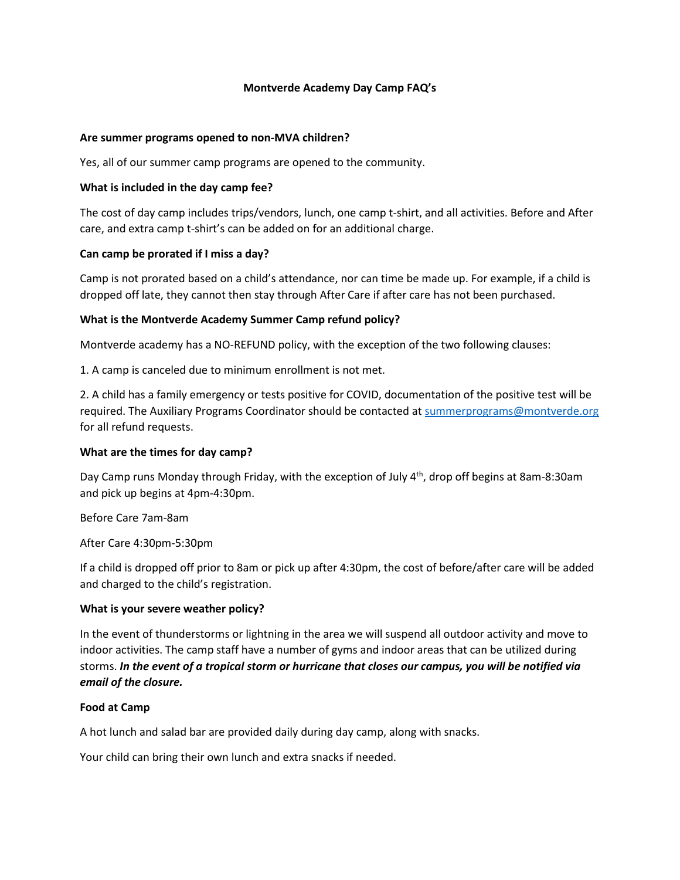# Montverde Academy Day Camp FAQ's

**Are summer programs opened to non-MVA children?**

Yes, all of our summer camp programs are opened to the community.

**What is included in the day camp fee?**

The cost of day camp includes trips/vendors, lunch, one camp t-shirt, and all activities. Before and After care, and extra camp t-shirt's can be added on for an additional charge.

**Can camp be prorated if I miss a day?**

Camp is not prorated based on a child's attendance, nor can time be made up. For example, if a child is dropped off late, they cannot then stay through After Care if after care has not been purchased.

**What is the Montverde Academy Summer Camp refund policy?**

Montverde academy has a NO-REFUND policy, with the exception of the two following clauses:

1. A camp is canceled due to minimum enrollment is not met.
2. A child has a family emergency or tests positive for COVID, documentation of the positive test will be required. The Auxiliary Programs Coordinator should be contacted at summerprograms@montverde.org for all refund requests.

**What are the times for day camp?**

Day Camp runs Monday through Friday, with the exception of July 4th, drop off begins at 8am-8:30am and pick up begins at 4pm-4:30pm.

Before Care 7am-8am

After Care 4:30pm-5:30pm

If a child is dropped off prior to 8am or pick up after 4:30pm, the cost of before/after care will be added and charged to the child's registration.

**What is your severe weather policy?**

In the event of thunderstorms or lightning in the area we will suspend all outdoor activity and move to indoor activities. The camp staff have a number of gyms and indoor areas that can be utilized during storms. ***In the event of a tropical storm or hurricane that closes our campus, you will be notified via email of the closure.***

**Food at Camp**

A hot lunch and salad bar are provided daily during day camp, along with snacks.

Your child can bring their own lunch and extra snacks if needed.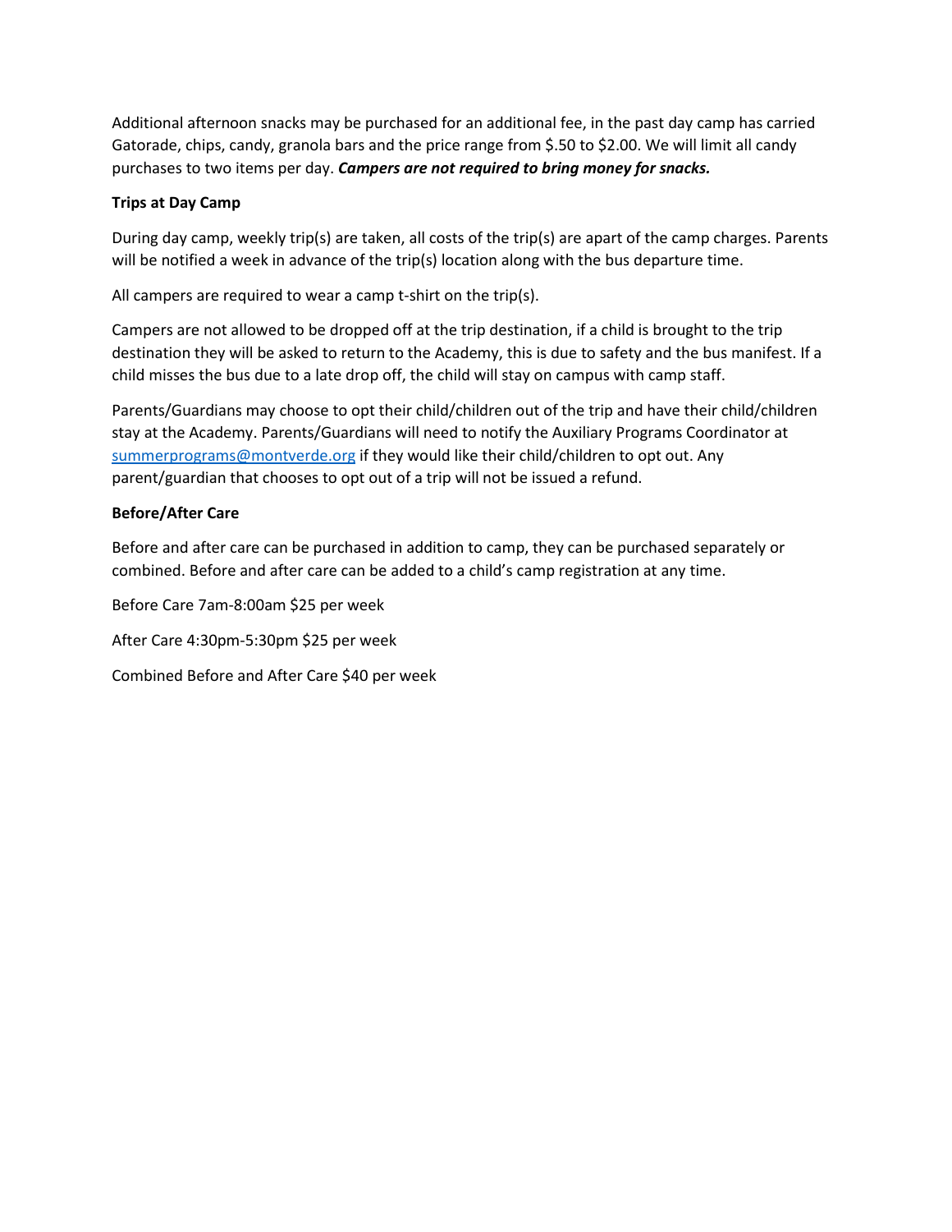Additional afternoon snacks may be purchased for an additional fee, in the past day camp has carried Gatorade, chips, candy, granola bars and the price range from $.50 to $2.00. We will limit all candy purchases to two items per day. ***Campers are not required to bring money for snacks.***

**Trips at Day Camp**

During day camp, weekly trip(s) are taken, all costs of the trip(s) are apart of the camp charges. Parents will be notified a week in advance of the trip(s) location along with the bus departure time.

All campers are required to wear a camp t-shirt on the trip(s).

Campers are not allowed to be dropped off at the trip destination, if a child is brought to the trip destination they will be asked to return to the Academy, this is due to safety and the bus manifest. If a child misses the bus due to a late drop off, the child will stay on campus with camp staff.

Parents/Guardians may choose to opt their child/children out of the trip and have their child/children stay at the Academy. Parents/Guardians will need to notify the Auxiliary Programs Coordinator at summerprograms@montverde.org if they would like their child/children to opt out. Any parent/guardian that chooses to opt out of a trip will not be issued a refund.

**Before/After Care**

Before and after care can be purchased in addition to camp, they can be purchased separately or combined. Before and after care can be added to a child's camp registration at any time.

Before Care 7am-8:00am $25 per week

After Care 4:30pm-5:30pm $25 per week

Combined Before and After Care $40 per week